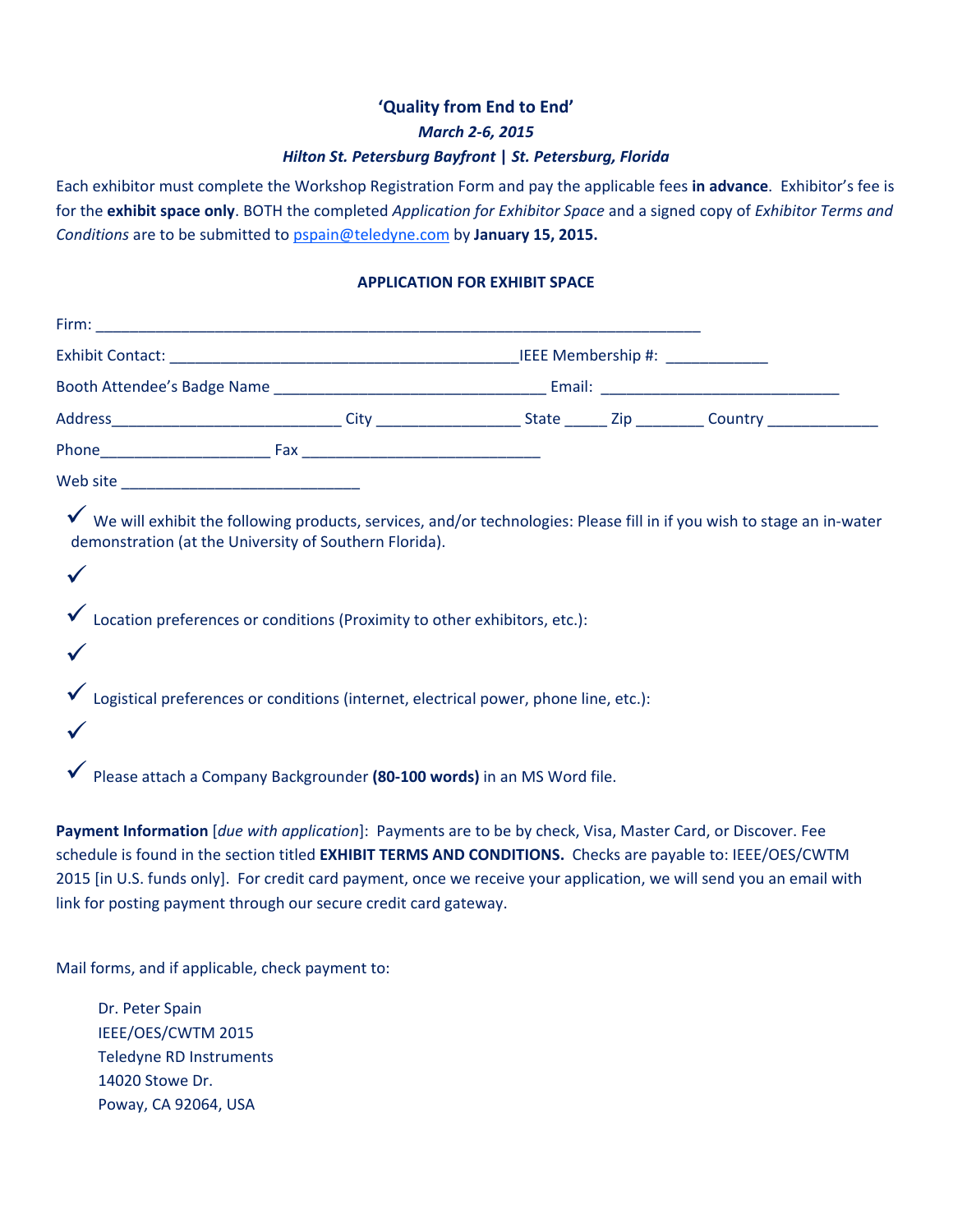**'Quality from End to End'**

***March 2-6, 2015***

***Hilton St. Petersburg Bayfront | St. Petersburg, Florida***

Each exhibitor must complete the Workshop Registration Form and pay the applicable fees **in advance**. Exhibitor's fee is for the **exhibit space only**. BOTH the completed *Application for Exhibitor Space* and a signed copy of *Exhibitor Terms and Conditions* are to be submitted to pspain@teledyne.com by **January 15, 2015.**

**APPLICATION FOR EXHIBIT SPACE**

Firm: ___________________________________________________________________________

Exhibit Contact: ____________________________________________IEEE Membership #: ____________

Booth Attendee's Badge Name __________________________________ Email: _____________________________

Address____________________________ City _________________ State _____ Zip ________ Country _____________

Phone____________________ Fax ______________________________

Web site ______________________________

✓ We will exhibit the following products, services, and/or technologies: Please fill in if you wish to stage an in-water demonstration (at the University of Southern Florida).

✓

✓ Location preferences or conditions (Proximity to other exhibitors, etc.):

✓

✓ Logistical preferences or conditions (internet, electrical power, phone line, etc.):

✓

✓ Please attach a Company Backgrounder **(80-100 words)** in an MS Word file.

**Payment Information** [*due with application*]: Payments are to be by check, Visa, Master Card, or Discover. Fee schedule is found in the section titled **EXHIBIT TERMS AND CONDITIONS.** Checks are payable to: IEEE/OES/CWTM 2015 [in U.S. funds only]. For credit card payment, once we receive your application, we will send you an email with link for posting payment through our secure credit card gateway.

Mail forms, and if applicable, check payment to:

Dr. Peter Spain
IEEE/OES/CWTM 2015
Teledyne RD Instruments
14020 Stowe Dr.
Poway, CA 92064, USA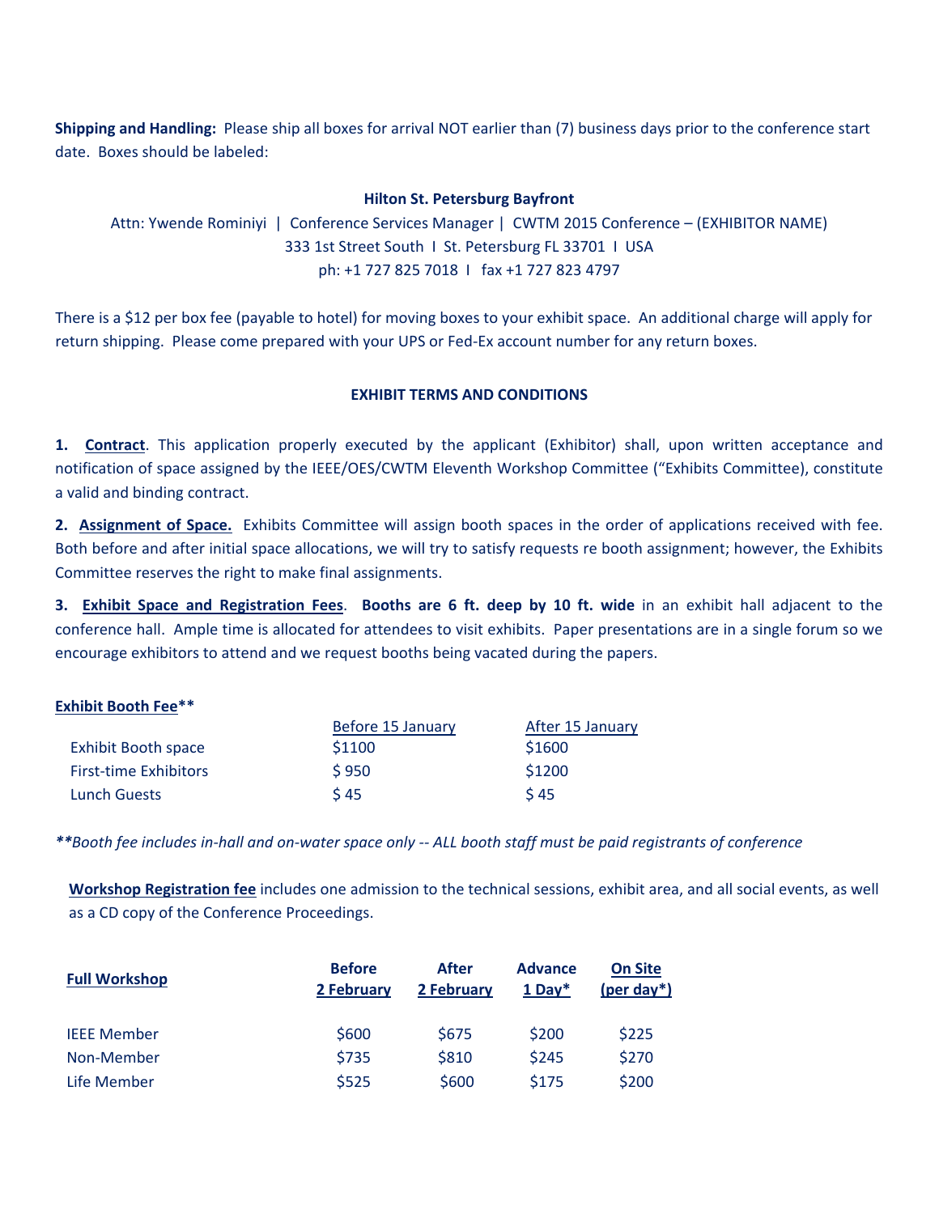**Shipping and Handling:** Please ship all boxes for arrival NOT earlier than (7) business days prior to the conference start date. Boxes should be labeled:

**Hilton St. Petersburg Bayfront**
Attn: Ywende Rominiyi | Conference Services Manager | CWTM 2015 Conference – (EXHIBITOR NAME)
333 1st Street South I St. Petersburg FL 33701 I USA
ph: +1 727 825 7018 I fax +1 727 823 4797

There is a $12 per box fee (payable to hotel) for moving boxes to your exhibit space. An additional charge will apply for return shipping. Please come prepared with your UPS or Fed-Ex account number for any return boxes.

## EXHIBIT TERMS AND CONDITIONS

**1. Contract**. This application properly executed by the applicant (Exhibitor) shall, upon written acceptance and notification of space assigned by the IEEE/OES/CWTM Eleventh Workshop Committee ("Exhibits Committee), constitute a valid and binding contract.

**2. Assignment of Space.** Exhibits Committee will assign booth spaces in the order of applications received with fee. Both before and after initial space allocations, we will try to satisfy requests re booth assignment; however, the Exhibits Committee reserves the right to make final assignments.

**3. Exhibit Space and Registration Fees**. **Booths are 6 ft. deep by 10 ft. wide** in an exhibit hall adjacent to the conference hall. Ample time is allocated for attendees to visit exhibits. Paper presentations are in a single forum so we encourage exhibitors to attend and we request booths being vacated during the papers.

**Exhibit Booth Fee****

| | Before 15 January | After 15 January |
|---|---|---|
| Exhibit Booth space | $1100 | $1600 |
| First-time Exhibitors | $ 950 | $1200 |
| Lunch Guests | $ 45 | $ 45 |

***Booth fee includes in-hall and on-water space only -- ALL booth staff must be paid registrants of conference*

**Workshop Registration fee** includes one admission to the technical sessions, exhibit area, and all social events, as well as a CD copy of the Conference Proceedings.

| Full Workshop | Before 2 February | After 2 February | Advance 1 Day* | On Site (per day*) |
|---|---|---|---|---|
| IEEE Member | $600 | $675 | $200 | $225 |
| Non-Member | $735 | $810 | $245 | $270 |
| Life Member | $525 | $600 | $175 | $200 |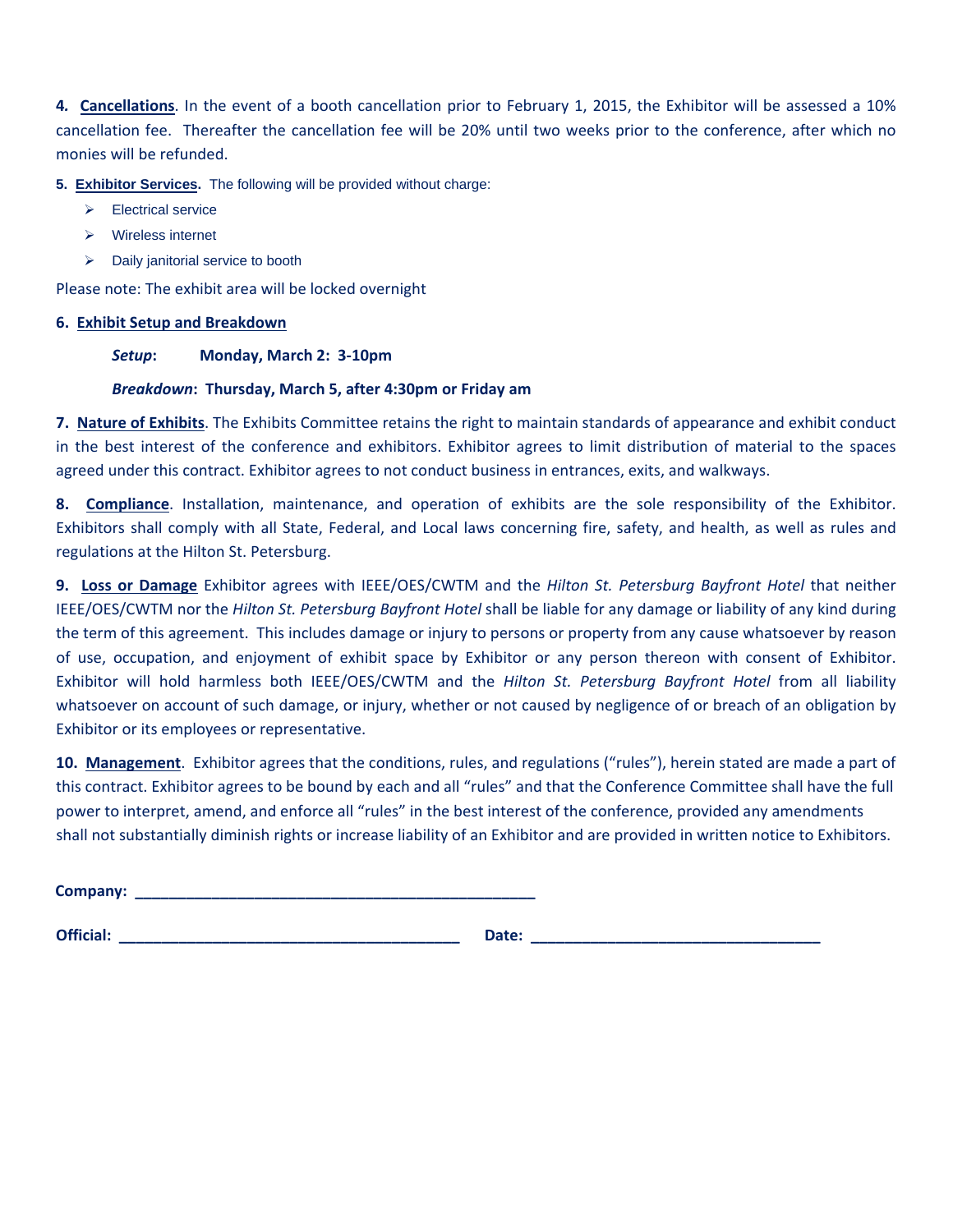**4. <u>Cancellations</u>**. In the event of a booth cancellation prior to February 1, 2015, the Exhibitor will be assessed a 10% cancellation fee. Thereafter the cancellation fee will be 20% until two weeks prior to the conference, after which no monies will be refunded.

**5. <u>Exhibitor Services</u>.** The following will be provided without charge:

- Electrical service
- Wireless internet
- Daily janitorial service to booth

Please note: The exhibit area will be locked overnight

**6. <u>Exhibit Setup and Breakdown</u>**

***Setup*: Monday, March 2: 3-10pm**

***Breakdown*: Thursday, March 5, after 4:30pm or Friday am**

**7. <u>Nature of Exhibits</u>**. The Exhibits Committee retains the right to maintain standards of appearance and exhibit conduct in the best interest of the conference and exhibitors. Exhibitor agrees to limit distribution of material to the spaces agreed under this contract. Exhibitor agrees to not conduct business in entrances, exits, and walkways.

**8. <u>Compliance</u>**. Installation, maintenance, and operation of exhibits are the sole responsibility of the Exhibitor. Exhibitors shall comply with all State, Federal, and Local laws concerning fire, safety, and health, as well as rules and regulations at the Hilton St. Petersburg.

**9. <u>Loss or Damage</u>** Exhibitor agrees with IEEE/OES/CWTM and the *Hilton St. Petersburg Bayfront Hotel* that neither IEEE/OES/CWTM nor the *Hilton St. Petersburg Bayfront Hotel* shall be liable for any damage or liability of any kind during the term of this agreement. This includes damage or injury to persons or property from any cause whatsoever by reason of use, occupation, and enjoyment of exhibit space by Exhibitor or any person thereon with consent of Exhibitor. Exhibitor will hold harmless both IEEE/OES/CWTM and the *Hilton St. Petersburg Bayfront Hotel* from all liability whatsoever on account of such damage, or injury, whether or not caused by negligence of or breach of an obligation by Exhibitor or its employees or representative.

**10. <u>Management</u>**. Exhibitor agrees that the conditions, rules, and regulations ("rules"), herein stated are made a part of this contract. Exhibitor agrees to be bound by each and all "rules" and that the Conference Committee shall have the full power to interpret, amend, and enforce all "rules" in the best interest of the conference, provided any amendments shall not substantially diminish rights or increase liability of an Exhibitor and are provided in written notice to Exhibitors.

**Company:** ________________________________________________

**Official:** ________________________________________ **Date:** __________________________________